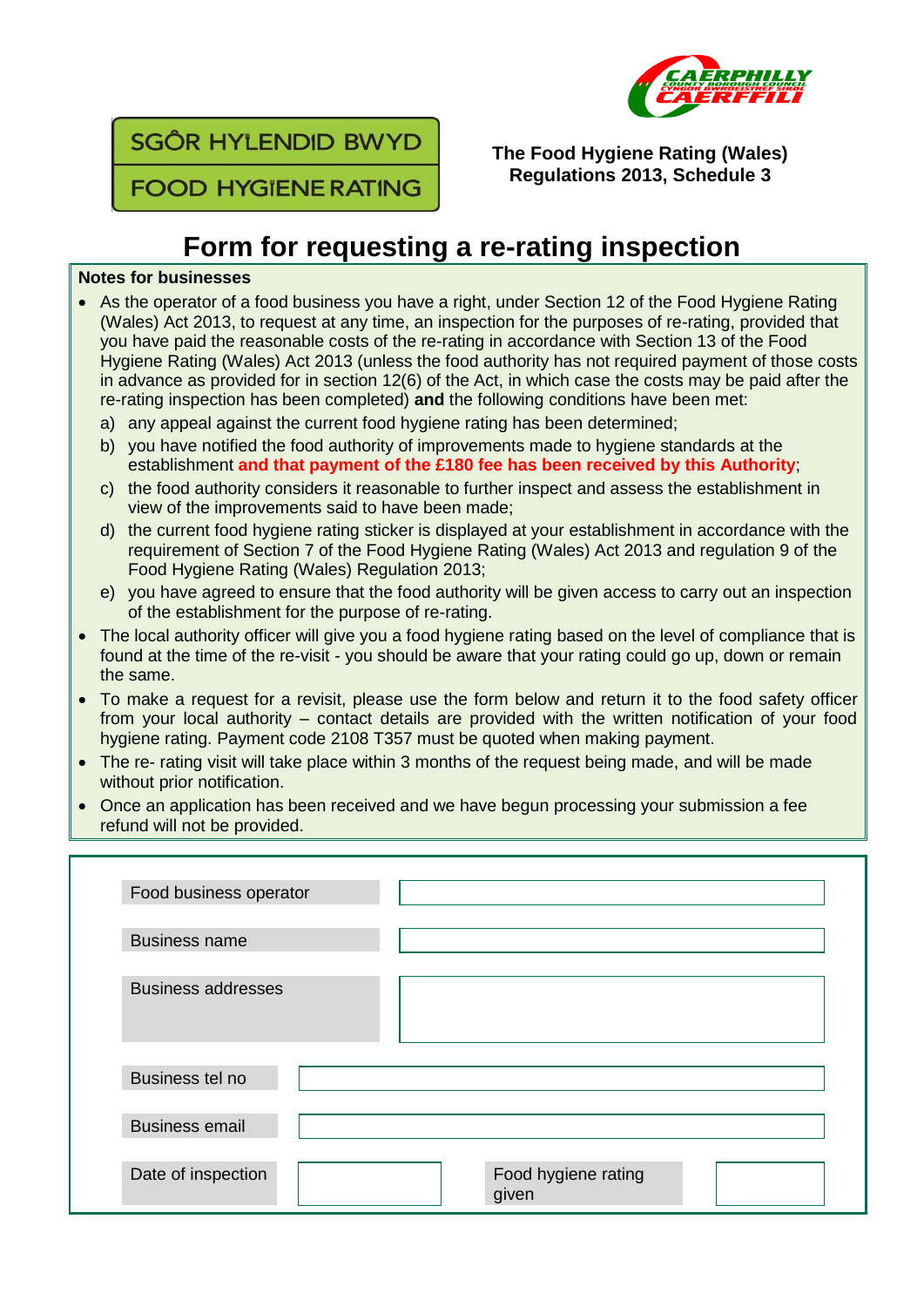SGÔR HYLENDID BWYD

FOOD HYGIENE RATING

CAERPHILLY COUNTY BOROUGH COUNCIL
CYNGOR BWRDEISTREF SIROL CAERFFILI

**The Food Hygiene Rating (Wales) Regulations 2013, Schedule 3**

# Form for requesting a re-rating inspection

**Notes for businesses**

- As the operator of a food business you have a right, under Section 12 of the Food Hygiene Rating (Wales) Act 2013, to request at any time, an inspection for the purposes of re-rating, provided that you have paid the reasonable costs of the re-rating in accordance with Section 13 of the Food Hygiene Rating (Wales) Act 2013 (unless the food authority has not required payment of those costs in advance as provided for in section 12(6) of the Act, in which case the costs may be paid after the re-rating inspection has been completed) **and** the following conditions have been met:
  a) any appeal against the current food hygiene rating has been determined;
  b) you have notified the food authority of improvements made to hygiene standards at the establishment **and that payment of the £180 fee has been received by this Authority**;
  c) the food authority considers it reasonable to further inspect and assess the establishment in view of the improvements said to have been made;
  d) the current food hygiene rating sticker is displayed at your establishment in accordance with the requirement of Section 7 of the Food Hygiene Rating (Wales) Act 2013 and regulation 9 of the Food Hygiene Rating (Wales) Regulation 2013;
  e) you have agreed to ensure that the food authority will be given access to carry out an inspection of the establishment for the purpose of re-rating.
- The local authority officer will give you a food hygiene rating based on the level of compliance that is found at the time of the re-visit - you should be aware that your rating could go up, down or remain the same.
- To make a request for a revisit, please use the form below and return it to the food safety officer from your local authority – contact details are provided with the written notification of your food hygiene rating. Payment code 2108 T357 must be quoted when making payment.
- The re- rating visit will take place within 3 months of the request being made, and will be made without prior notification.
- Once an application has been received and we have begun processing your submission a fee refund will not be provided.

| | | | |
|---|---|---|---|
| Food business operator | | | |
| Business name | | | |
| Business addresses | | | |
| Business tel no | | | |
| Business email | | | |
| Date of inspection | | Food hygiene rating given | |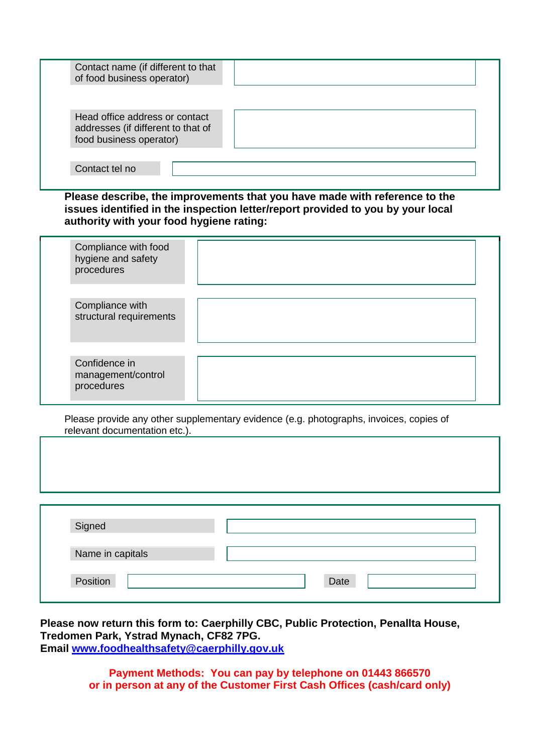| | |
|---|---|
| Contact name (if different to that of food business operator) | |
| Head office address or contact addresses (if different to that of food business operator) | |
| Contact tel no | |

**Please describe, the improvements that you have made with reference to the issues identified in the inspection letter/report provided to you by your local authority with your food hygiene rating:**

| | |
|---|---|
| Compliance with food hygiene and safety procedures | |
| Compliance with structural requirements | |
| Confidence in management/control procedures | |

Please provide any other supplementary evidence (e.g. photographs, invoices, copies of relevant documentation etc.).

| |
|---|
| |

| | | | |
|---|---|---|---|
| Signed | | | |
| Name in capitals | | | |
| Position | | Date | |

**Please now return this form to: Caerphilly CBC, Public Protection, Penallta House, Tredomen Park, Ystrad Mynach, CF82 7PG.**
**Email www.foodhealthsafety@caerphilly.gov.uk**

**Payment Methods: You can pay by telephone on 01443 866570 or in person at any of the Customer First Cash Offices (cash/card only)**